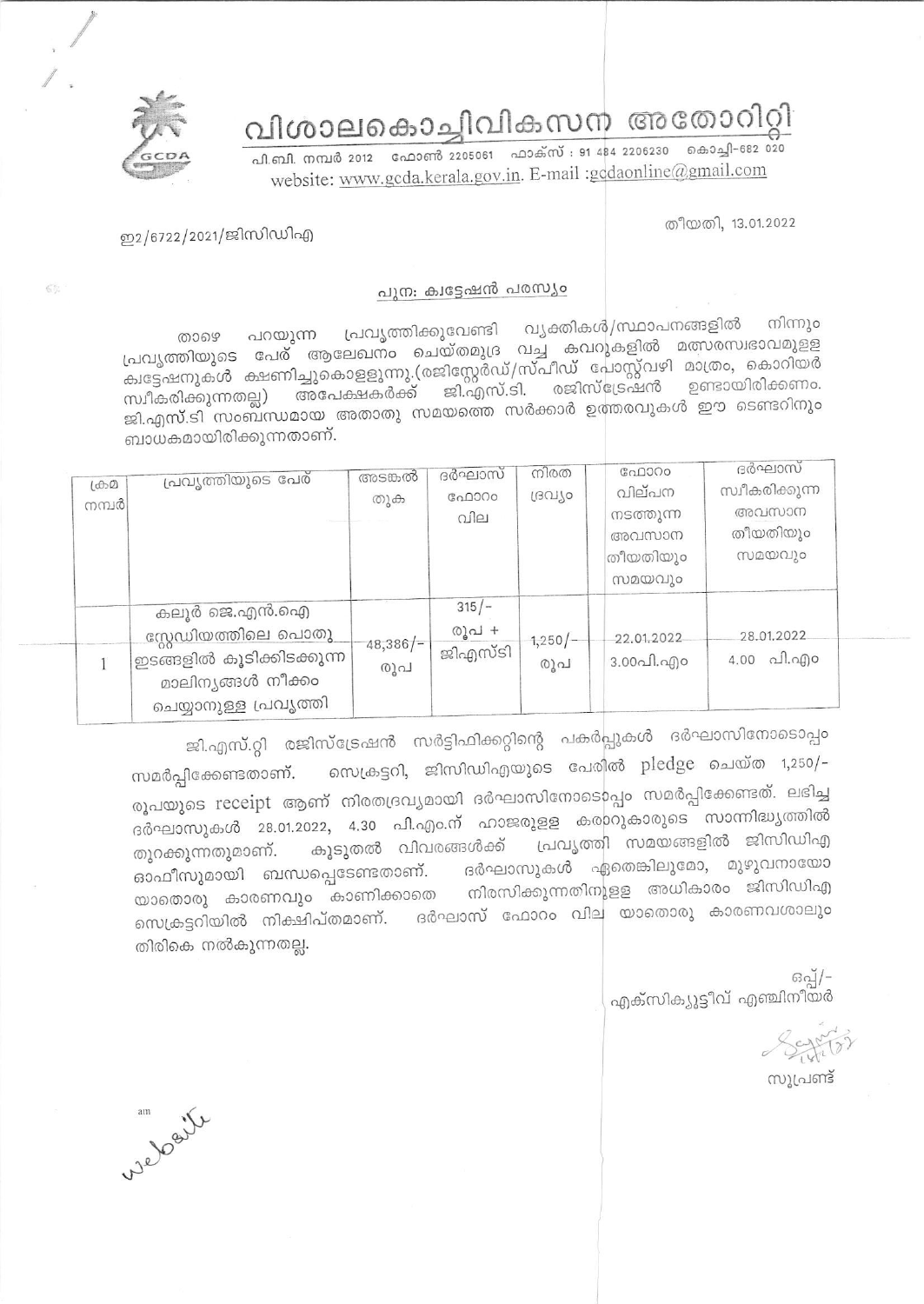# വിശാലകൊച്ചിവികസന അതോറിറ്റി

പി.ബി. നമ്പർ 2012 ഫോൺ 2205061 ഫാക്സ് : 91 484 2206230 കൊച്ചി-682 020
website: www.gcda.kerala.gov.in. E-mail :gcdaonline@gmail.com

ഇ2/6722/2021/ജിസിഡിഎ

തീയതി, 13.01.2022

## പുന: ക്വട്ടേഷൻ പരസ്യം

താഴെ പറയുന്ന പ്രവൃത്തിക്കുവേണ്ടി വ്യക്തികൾ/സ്ഥാപനങ്ങളിൽ നിന്നും പ്രവൃത്തിയുടെ പേര് ആലേഖനം ചെയ്തമുദ്ര വച്ച കവറുകളിൽ മത്സരസ്വഭാവമുള്ള ക്വട്ടേഷനുകൾ ക്ഷണിച്ചുകൊള്ളുന്നു.(രജിസ്റ്റേർഡ്/സ്പീഡ് പോസ്റ്റ്വഴി മാത്രം, കൊറിയർ സ്വീകരിക്കുന്നതല്ല) അപേക്ഷകർക്ക് ജി.എസ്.ടി. രജിസ്ട്രേഷൻ ഉണ്ടായിരിക്കണം. ജി.എസ്.ടി സംബന്ധമായ അതാതു സമയത്തെ സർക്കാർ ഉത്തരവുകൾ ഈ ടെണ്ടറിനും ബാധകമായിരിക്കുന്നതാണ്.

| ക്രമ നമ്പർ | പ്രവൃത്തിയുടെ പേര് | അടങ്കൽ തുക | ദർഘാസ് ഫോറം വില | നിരത ദ്രവ്യം | ഫോറം വില്പന നടത്തുന്ന അവസാന തീയതിയും സമയവും | ദർഘാസ് സ്വീകരിക്കുന്ന അവസാന തീയതിയും സമയവും |
|---|---|---|---|---|---|---|
| 1 | കലൂർ ജെ.എൻ.ഐ സ്റ്റേഡിയത്തിലെ പൊതു ഇടങ്ങളിൽ കൂടിക്കിടക്കുന്ന മാലിന്യങ്ങൾ നീക്കം ചെയ്യാനുള്ള പ്രവൃത്തി | 48,386/- രൂപ | 315/- രൂപ + ജിഎസ്ടി | 1,250/- രൂപ | 22.01.2022 3.00പി.എം | 28.01.2022 4.00 പി.എം |

ജി.എസ്.റ്റി രജിസ്ട്രേഷൻ സർട്ടിഫിക്കറ്റിന്റെ പകർപ്പുകൾ ദർഘാസിനോടൊപ്പം സമർപ്പിക്കേണ്ടതാണ്. സെക്രട്ടറി, ജിസിഡിഎയുടെ പേരിൽ pledge ചെയ്ത 1,250/- രൂപയുടെ receipt ആണ് നിരതദ്രവ്യമായി ദർഘാസിനോടൊപ്പം സമർപ്പിക്കേണ്ടത്. ലഭിച്ച ദർഘാസുകൾ 28.01.2022, 4.30 പി.എം.ന് ഹാജരുള്ള കരാറുകാരുടെ സാന്നിദ്ധ്യത്തിൽ തുറക്കുന്നതുമാണ്. കൂടുതൽ വിവരങ്ങൾക്ക് പ്രവൃത്തി സമയങ്ങളിൽ ജിസിഡിഎ ഓഫീസുമായി ബന്ധപ്പെടേണ്ടതാണ്. ദർഘാസുകൾ ഏതെങ്കിലുമോ, മുഴുവനായോ യാതൊരു കാരണവും കാണിക്കാതെ നിരസിക്കുന്നതിനുള്ള അധികാരം ജിസിഡിഎ സെക്രട്ടറിയിൽ നിക്ഷിപ്തമാണ്. ദർഘാസ് ഫോറം വില യാതൊരു കാരണവശാലും തിരികെ നൽകുന്നതല്ല.

ഒപ്പ്/-
എക്സിക്യൂട്ടീവ് എഞ്ചിനീയർ

സൂപ്രണ്ട്

website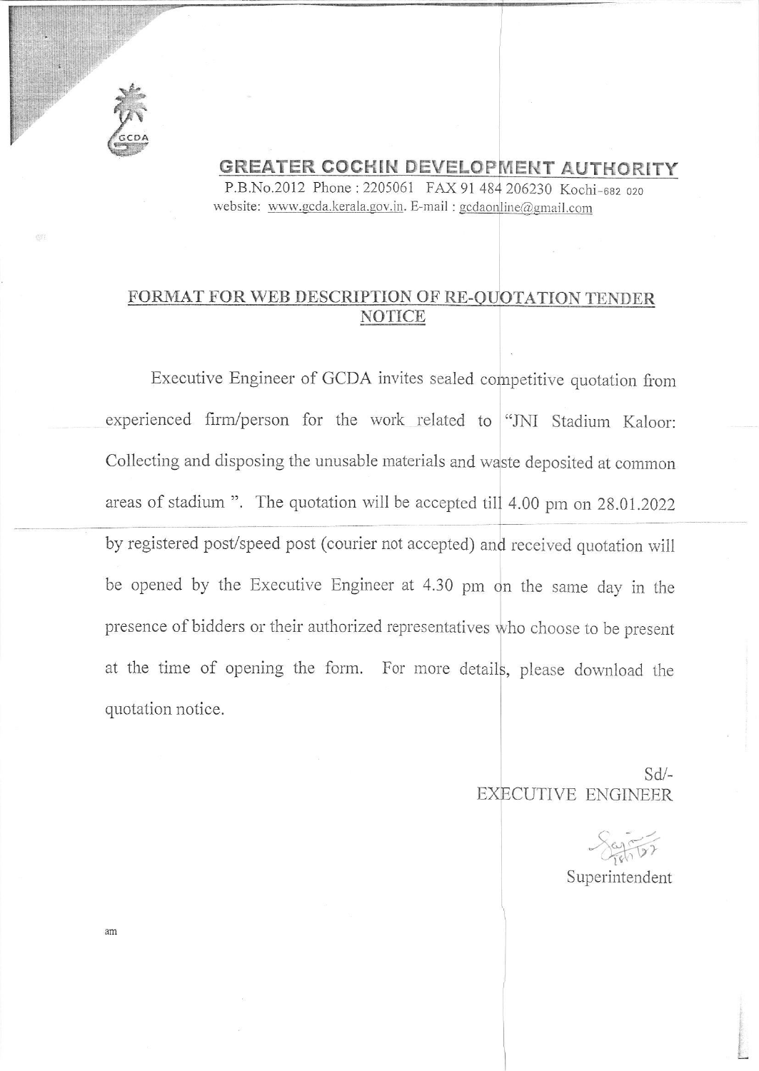## GREATER COCHIN DEVELOPMENT AUTHORITY

P.B.No.2012 Phone : 2205061 FAX 91 484 206230 Kochi-682 020
website: www.gcda.kerala.gov.in. E-mail : gcdaonline@gmail.com

### FORMAT FOR WEB DESCRIPTION OF RE-QUOTATION TENDER NOTICE

Executive Engineer of GCDA invites sealed competitive quotation from experienced firm/person for the work related to "JNI Stadium Kaloor: Collecting and disposing the unusable materials and waste deposited at common areas of stadium ". The quotation will be accepted till 4.00 pm on 28.01.2022 by registered post/speed post (courier not accepted) and received quotation will be opened by the Executive Engineer at 4.30 pm on the same day in the presence of bidders or their authorized representatives who choose to be present at the time of opening the form. For more details, please download the quotation notice.

Sd/-
EXECUTIVE ENGINEER

Superintendent

am